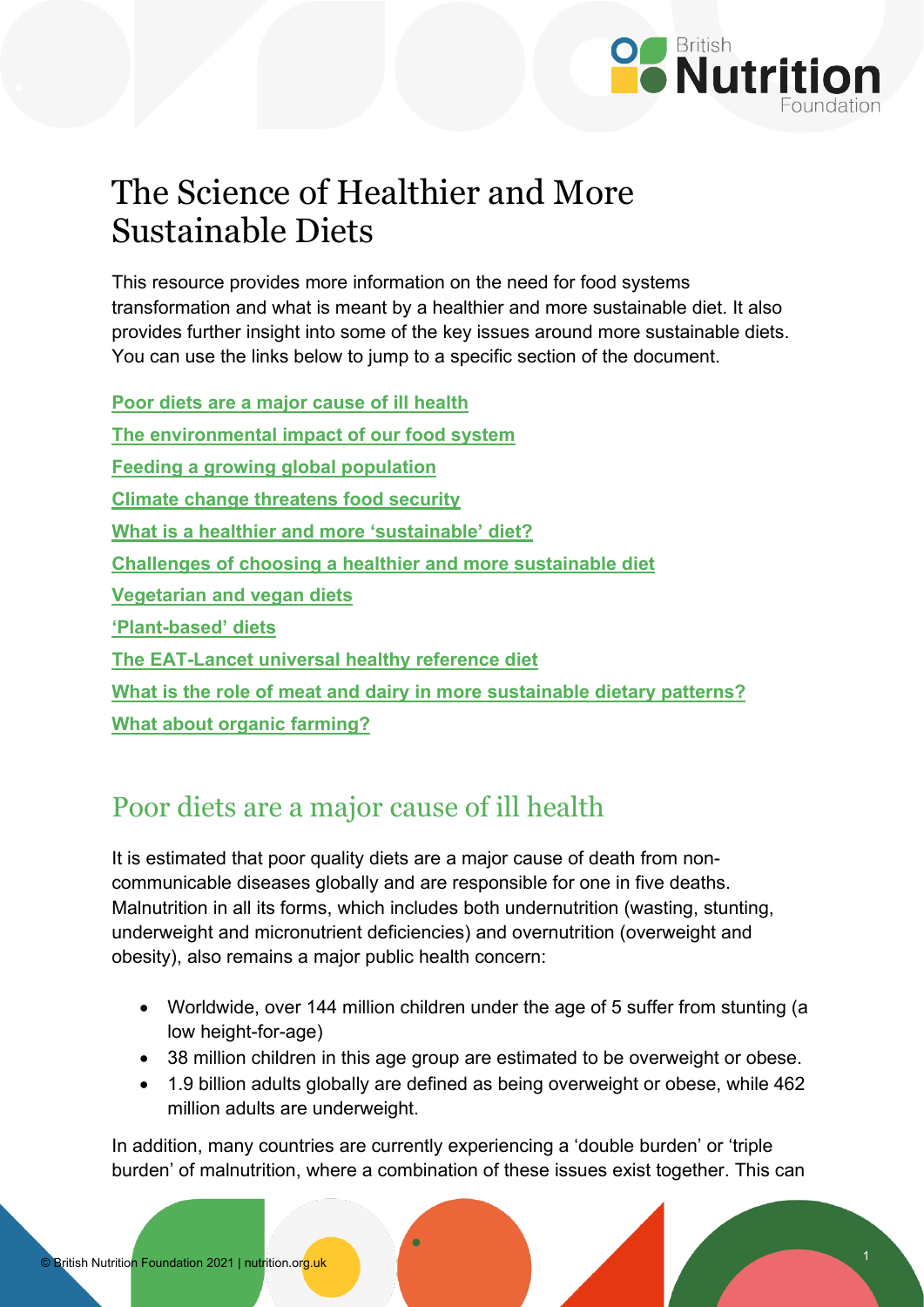# The Science of Healthier and More Sustainable Diets

This resource provides more information on the need for food systems transformation and what is meant by a healthier and more sustainable diet. It also provides further insight into some of the key issues around more sustainable diets. You can use the links below to jump to a specific section of the document.

**Poor diets are a major cause of ill health**

**The environmental impact of our food system**

**Feeding a growing global population**

**Climate change threatens food security**

**What is a healthier and more 'sustainable' diet?**

**Challenges of choosing a healthier and more sustainable diet**

**Vegetarian and vegan diets**

**'Plant-based' diets**

**The EAT-Lancet universal healthy reference diet**

**What is the role of meat and dairy in more sustainable dietary patterns?**

**What about organic farming?**

## Poor diets are a major cause of ill health

It is estimated that poor quality diets are a major cause of death from non-communicable diseases globally and are responsible for one in five deaths. Malnutrition in all its forms, which includes both undernutrition (wasting, stunting, underweight and micronutrient deficiencies) and overnutrition (overweight and obesity), also remains a major public health concern:

- Worldwide, over 144 million children under the age of 5 suffer from stunting (a low height-for-age)
- 38 million children in this age group are estimated to be overweight or obese.
- 1.9 billion adults globally are defined as being overweight or obese, while 462 million adults are underweight.

In addition, many countries are currently experiencing a 'double burden' or 'triple burden' of malnutrition, where a combination of these issues exist together. This can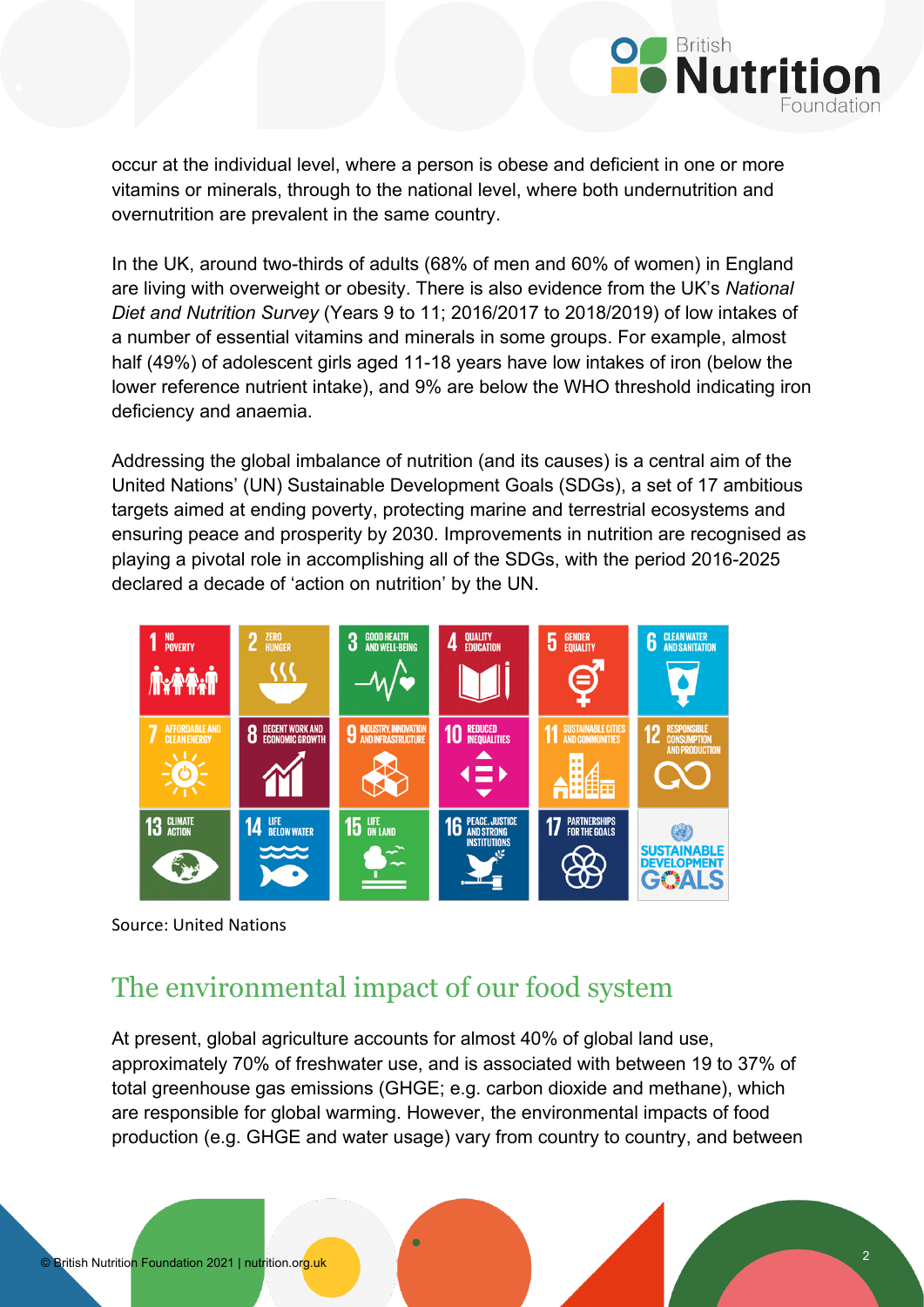occur at the individual level, where a person is obese and deficient in one or more vitamins or minerals, through to the national level, where both undernutrition and overnutrition are prevalent in the same country.

In the UK, around two-thirds of adults (68% of men and 60% of women) in England are living with overweight or obesity. There is also evidence from the UK's *National Diet and Nutrition Survey* (Years 9 to 11; 2016/2017 to 2018/2019) of low intakes of a number of essential vitamins and minerals in some groups. For example, almost half (49%) of adolescent girls aged 11-18 years have low intakes of iron (below the lower reference nutrient intake), and 9% are below the WHO threshold indicating iron deficiency and anaemia.

Addressing the global imbalance of nutrition (and its causes) is a central aim of the United Nations' (UN) Sustainable Development Goals (SDGs), a set of 17 ambitious targets aimed at ending poverty, protecting marine and terrestrial ecosystems and ensuring peace and prosperity by 2030. Improvements in nutrition are recognised as playing a pivotal role in accomplishing all of the SDGs, with the period 2016-2025 declared a decade of 'action on nutrition' by the UN.

Source: United Nations

## The environmental impact of our food system

At present, global agriculture accounts for almost 40% of global land use, approximately 70% of freshwater use, and is associated with between 19 to 37% of total greenhouse gas emissions (GHGE; e.g. carbon dioxide and methane), which are responsible for global warming. However, the environmental impacts of food production (e.g. GHGE and water usage) vary from country to country, and between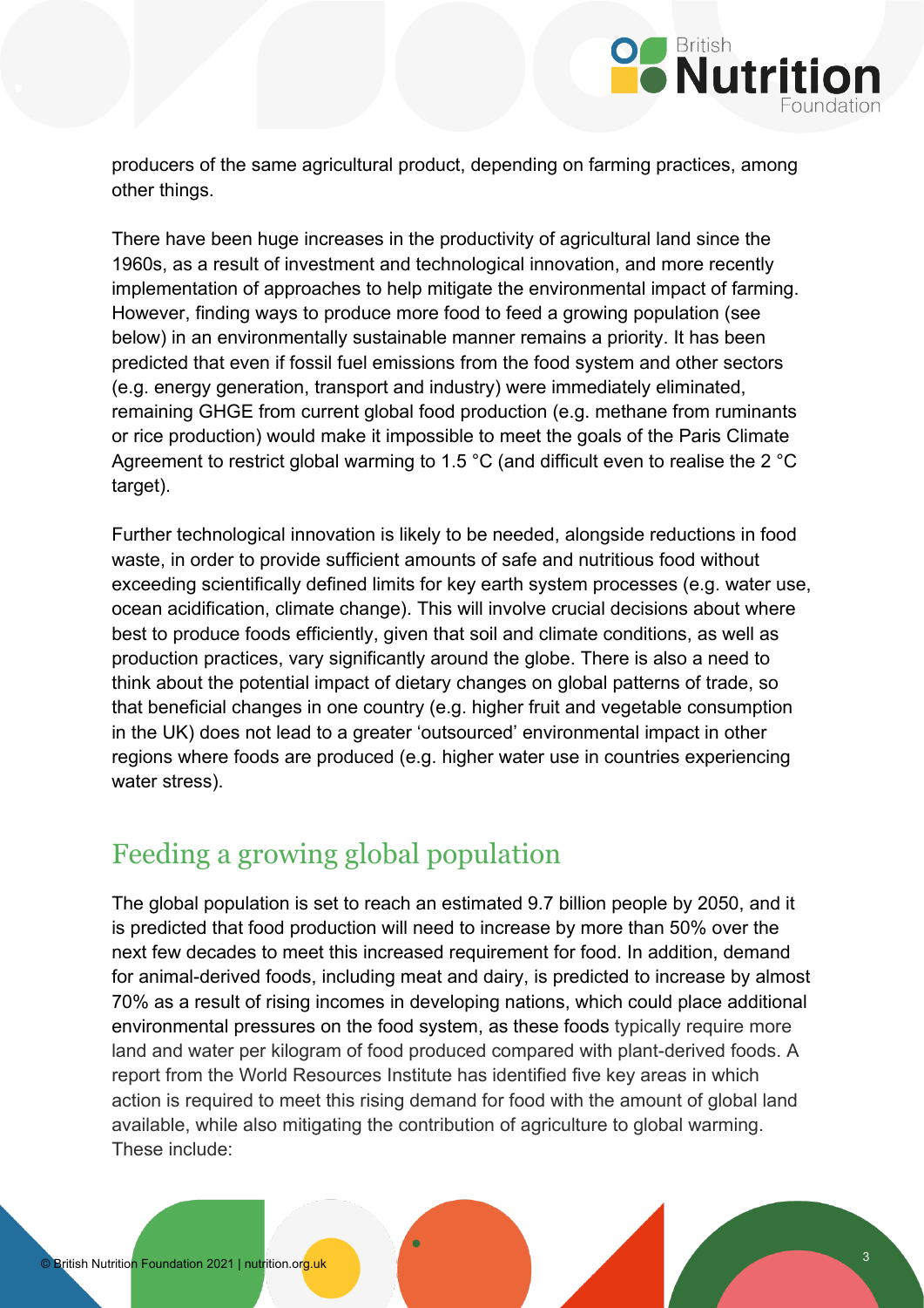producers of the same agricultural product, depending on farming practices, among other things.

There have been huge increases in the productivity of agricultural land since the 1960s, as a result of investment and technological innovation, and more recently implementation of approaches to help mitigate the environmental impact of farming. However, finding ways to produce more food to feed a growing population (see below) in an environmentally sustainable manner remains a priority. It has been predicted that even if fossil fuel emissions from the food system and other sectors (e.g. energy generation, transport and industry) were immediately eliminated, remaining GHGE from current global food production (e.g. methane from ruminants or rice production) would make it impossible to meet the goals of the Paris Climate Agreement to restrict global warming to 1.5 °C (and difficult even to realise the 2 °C target).

Further technological innovation is likely to be needed, alongside reductions in food waste, in order to provide sufficient amounts of safe and nutritious food without exceeding scientifically defined limits for key earth system processes (e.g. water use, ocean acidification, climate change). This will involve crucial decisions about where best to produce foods efficiently, given that soil and climate conditions, as well as production practices, vary significantly around the globe. There is also a need to think about the potential impact of dietary changes on global patterns of trade, so that beneficial changes in one country (e.g. higher fruit and vegetable consumption in the UK) does not lead to a greater 'outsourced' environmental impact in other regions where foods are produced (e.g. higher water use in countries experiencing water stress).

## Feeding a growing global population

The global population is set to reach an estimated 9.7 billion people by 2050, and it is predicted that food production will need to increase by more than 50% over the next few decades to meet this increased requirement for food. In addition, demand for animal-derived foods, including meat and dairy, is predicted to increase by almost 70% as a result of rising incomes in developing nations, which could place additional environmental pressures on the food system, as these foods typically require more land and water per kilogram of food produced compared with plant-derived foods. A report from the World Resources Institute has identified five key areas in which action is required to meet this rising demand for food with the amount of global land available, while also mitigating the contribution of agriculture to global warming. These include: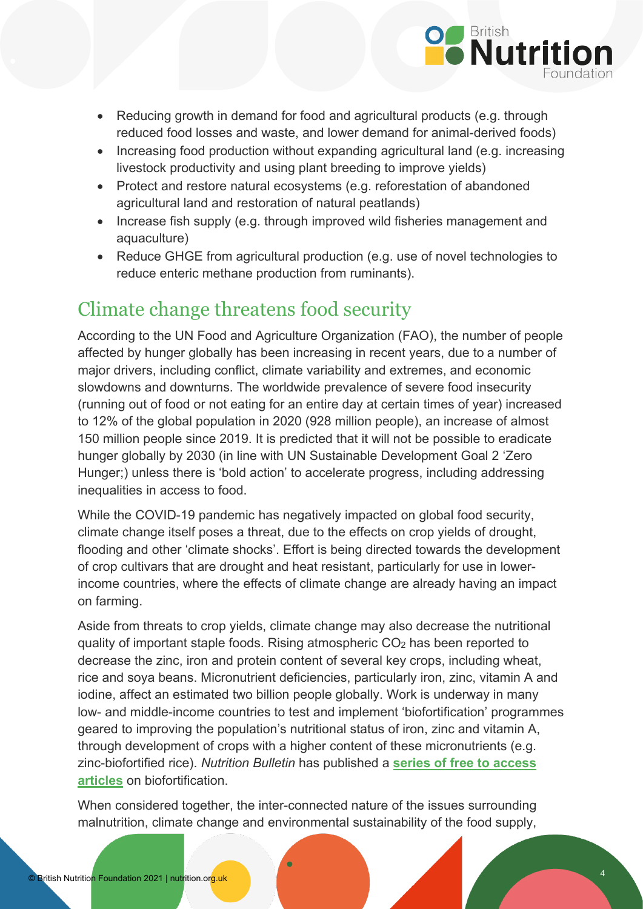- Reducing growth in demand for food and agricultural products (e.g. through reduced food losses and waste, and lower demand for animal-derived foods)
- Increasing food production without expanding agricultural land (e.g. increasing livestock productivity and using plant breeding to improve yields)
- Protect and restore natural ecosystems (e.g. reforestation of abandoned agricultural land and restoration of natural peatlands)
- Increase fish supply (e.g. through improved wild fisheries management and aquaculture)
- Reduce GHGE from agricultural production (e.g. use of novel technologies to reduce enteric methane production from ruminants).

## Climate change threatens food security

According to the UN Food and Agriculture Organization (FAO), the number of people affected by hunger globally has been increasing in recent years, due to a number of major drivers, including conflict, climate variability and extremes, and economic slowdowns and downturns. The worldwide prevalence of severe food insecurity (running out of food or not eating for an entire day at certain times of year) increased to 12% of the global population in 2020 (928 million people), an increase of almost 150 million people since 2019. It is predicted that it will not be possible to eradicate hunger globally by 2030 (in line with UN Sustainable Development Goal 2 'Zero Hunger;) unless there is 'bold action' to accelerate progress, including addressing inequalities in access to food.

While the COVID-19 pandemic has negatively impacted on global food security, climate change itself poses a threat, due to the effects on crop yields of drought, flooding and other 'climate shocks'. Effort is being directed towards the development of crop cultivars that are drought and heat resistant, particularly for use in lower-income countries, where the effects of climate change are already having an impact on farming.

Aside from threats to crop yields, climate change may also decrease the nutritional quality of important staple foods. Rising atmospheric $CO_2$ has been reported to decrease the zinc, iron and protein content of several key crops, including wheat, rice and soya beans. Micronutrient deficiencies, particularly iron, zinc, vitamin A and iodine, affect an estimated two billion people globally. Work is underway in many low- and middle-income countries to test and implement 'biofortification' programmes geared to improving the population's nutritional status of iron, zinc and vitamin A, through development of crops with a higher content of these micronutrients (e.g. zinc-biofortified rice). *Nutrition Bulletin* has published a **series of free to access articles** on biofortification.

When considered together, the inter-connected nature of the issues surrounding malnutrition, climate change and environmental sustainability of the food supply,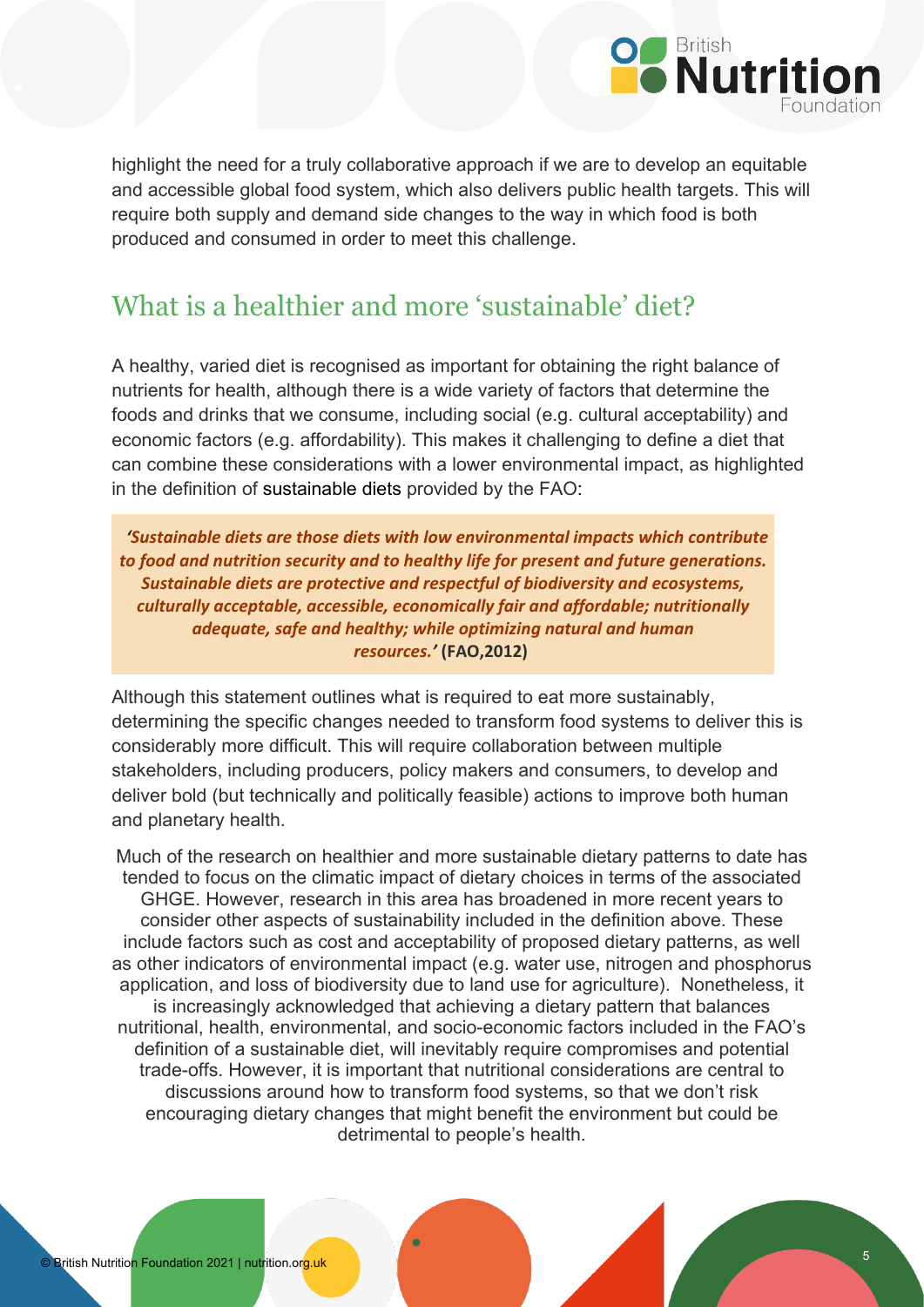highlight the need for a truly collaborative approach if we are to develop an equitable and accessible global food system, which also delivers public health targets. This will require both supply and demand side changes to the way in which food is both produced and consumed in order to meet this challenge.

## What is a healthier and more 'sustainable' diet?

A healthy, varied diet is recognised as important for obtaining the right balance of nutrients for health, although there is a wide variety of factors that determine the foods and drinks that we consume, including social (e.g. cultural acceptability) and economic factors (e.g. affordability). This makes it challenging to define a diet that can combine these considerations with a lower environmental impact, as highlighted in the definition of sustainable diets provided by the FAO:

> ***'Sustainable diets are those diets with low environmental impacts which contribute to food and nutrition security and to healthy life for present and future generations. Sustainable diets are protective and respectful of biodiversity and ecosystems, culturally acceptable, accessible, economically fair and affordable; nutritionally adequate, safe and healthy; while optimizing natural and human resources.'*** **(FAO,2012)**

Although this statement outlines what is required to eat more sustainably, determining the specific changes needed to transform food systems to deliver this is considerably more difficult. This will require collaboration between multiple stakeholders, including producers, policy makers and consumers, to develop and deliver bold (but technically and politically feasible) actions to improve both human and planetary health.

Much of the research on healthier and more sustainable dietary patterns to date has tended to focus on the climatic impact of dietary choices in terms of the associated GHGE. However, research in this area has broadened in more recent years to consider other aspects of sustainability included in the definition above. These include factors such as cost and acceptability of proposed dietary patterns, as well as other indicators of environmental impact (e.g. water use, nitrogen and phosphorus application, and loss of biodiversity due to land use for agriculture). Nonetheless, it is increasingly acknowledged that achieving a dietary pattern that balances nutritional, health, environmental, and socio-economic factors included in the FAO's definition of a sustainable diet, will inevitably require compromises and potential trade-offs. However, it is important that nutritional considerations are central to discussions around how to transform food systems, so that we don't risk encouraging dietary changes that might benefit the environment but could be detrimental to people's health.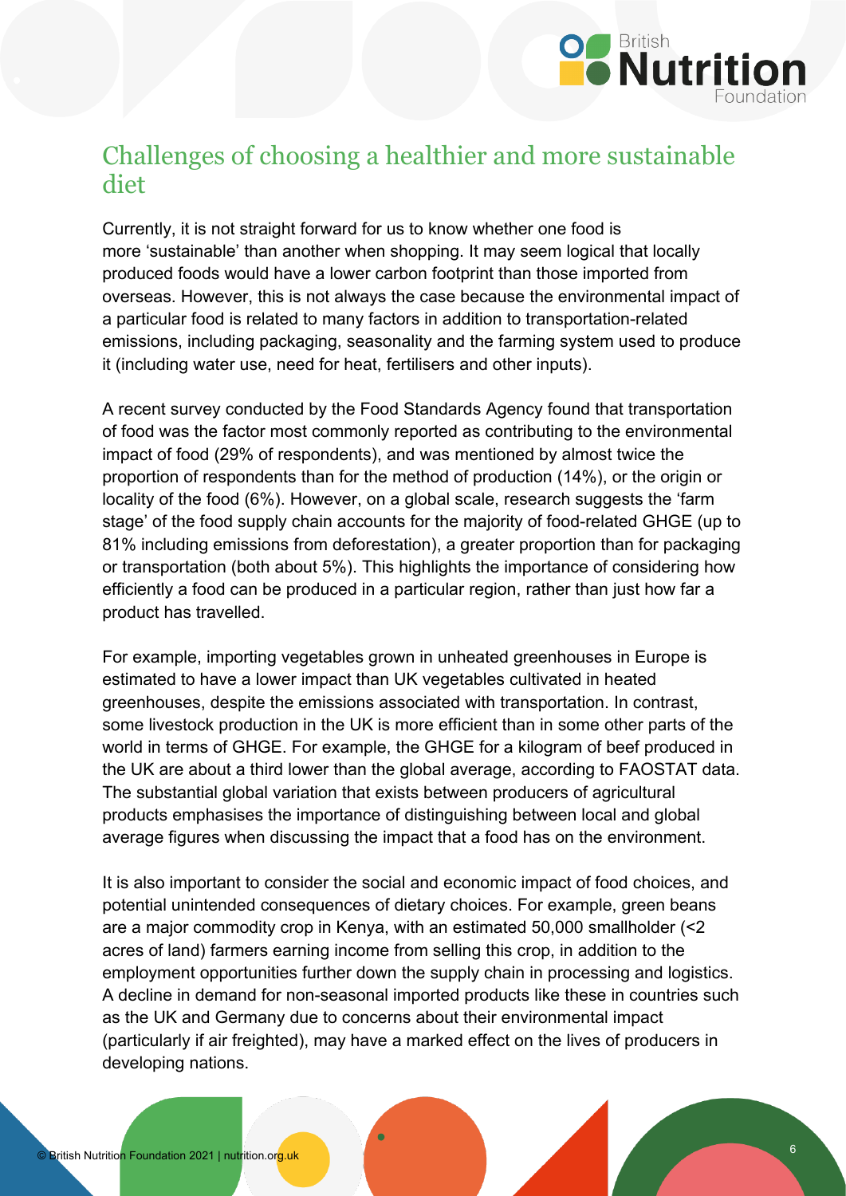## Challenges of choosing a healthier and more sustainable diet

Currently, it is not straight forward for us to know whether one food is more 'sustainable' than another when shopping. It may seem logical that locally produced foods would have a lower carbon footprint than those imported from overseas. However, this is not always the case because the environmental impact of a particular food is related to many factors in addition to transportation-related emissions, including packaging, seasonality and the farming system used to produce it (including water use, need for heat, fertilisers and other inputs).

A recent survey conducted by the Food Standards Agency found that transportation of food was the factor most commonly reported as contributing to the environmental impact of food (29% of respondents), and was mentioned by almost twice the proportion of respondents than for the method of production (14%), or the origin or locality of the food (6%). However, on a global scale, research suggests the 'farm stage' of the food supply chain accounts for the majority of food-related GHGE (up to 81% including emissions from deforestation), a greater proportion than for packaging or transportation (both about 5%). This highlights the importance of considering how efficiently a food can be produced in a particular region, rather than just how far a product has travelled.

For example, importing vegetables grown in unheated greenhouses in Europe is estimated to have a lower impact than UK vegetables cultivated in heated greenhouses, despite the emissions associated with transportation. In contrast, some livestock production in the UK is more efficient than in some other parts of the world in terms of GHGE. For example, the GHGE for a kilogram of beef produced in the UK are about a third lower than the global average, according to FAOSTAT data. The substantial global variation that exists between producers of agricultural products emphasises the importance of distinguishing between local and global average figures when discussing the impact that a food has on the environment.

It is also important to consider the social and economic impact of food choices, and potential unintended consequences of dietary choices. For example, green beans are a major commodity crop in Kenya, with an estimated 50,000 smallholder (<2 acres of land) farmers earning income from selling this crop, in addition to the employment opportunities further down the supply chain in processing and logistics. A decline in demand for non-seasonal imported products like these in countries such as the UK and Germany due to concerns about their environmental impact (particularly if air freighted), may have a marked effect on the lives of producers in developing nations.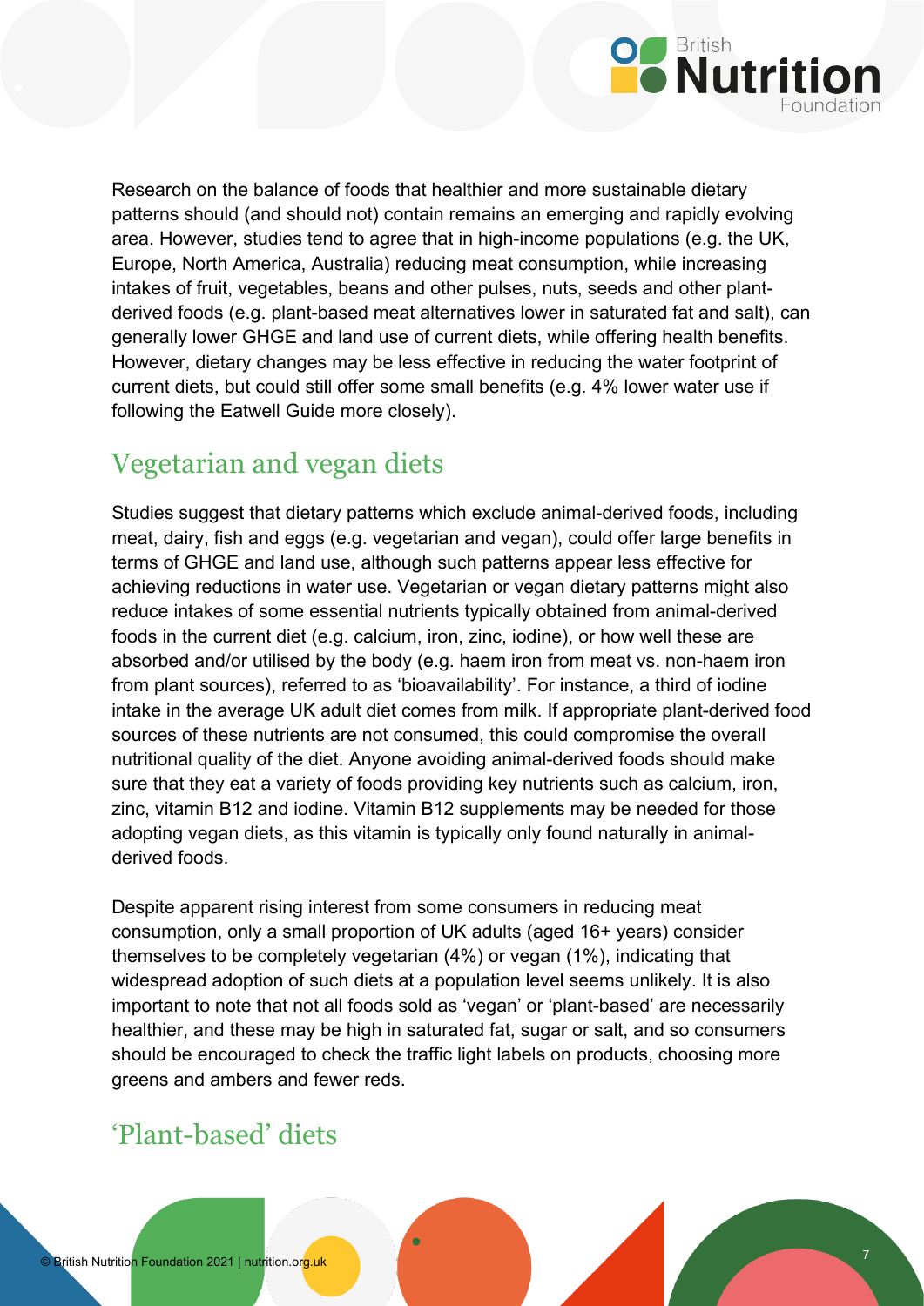Research on the balance of foods that healthier and more sustainable dietary patterns should (and should not) contain remains an emerging and rapidly evolving area. However, studies tend to agree that in high-income populations (e.g. the UK, Europe, North America, Australia) reducing meat consumption, while increasing intakes of fruit, vegetables, beans and other pulses, nuts, seeds and other plant-derived foods (e.g. plant-based meat alternatives lower in saturated fat and salt), can generally lower GHGE and land use of current diets, while offering health benefits. However, dietary changes may be less effective in reducing the water footprint of current diets, but could still offer some small benefits (e.g. 4% lower water use if following the Eatwell Guide more closely).

## Vegetarian and vegan diets

Studies suggest that dietary patterns which exclude animal-derived foods, including meat, dairy, fish and eggs (e.g. vegetarian and vegan), could offer large benefits in terms of GHGE and land use, although such patterns appear less effective for achieving reductions in water use. Vegetarian or vegan dietary patterns might also reduce intakes of some essential nutrients typically obtained from animal-derived foods in the current diet (e.g. calcium, iron, zinc, iodine), or how well these are absorbed and/or utilised by the body (e.g. haem iron from meat vs. non-haem iron from plant sources), referred to as 'bioavailability'. For instance, a third of iodine intake in the average UK adult diet comes from milk. If appropriate plant-derived food sources of these nutrients are not consumed, this could compromise the overall nutritional quality of the diet. Anyone avoiding animal-derived foods should make sure that they eat a variety of foods providing key nutrients such as calcium, iron, zinc, vitamin B12 and iodine. Vitamin B12 supplements may be needed for those adopting vegan diets, as this vitamin is typically only found naturally in animal-derived foods.

Despite apparent rising interest from some consumers in reducing meat consumption, only a small proportion of UK adults (aged 16+ years) consider themselves to be completely vegetarian (4%) or vegan (1%), indicating that widespread adoption of such diets at a population level seems unlikely. It is also important to note that not all foods sold as 'vegan' or 'plant-based' are necessarily healthier, and these may be high in saturated fat, sugar or salt, and so consumers should be encouraged to check the traffic light labels on products, choosing more greens and ambers and fewer reds.

## 'Plant-based' diets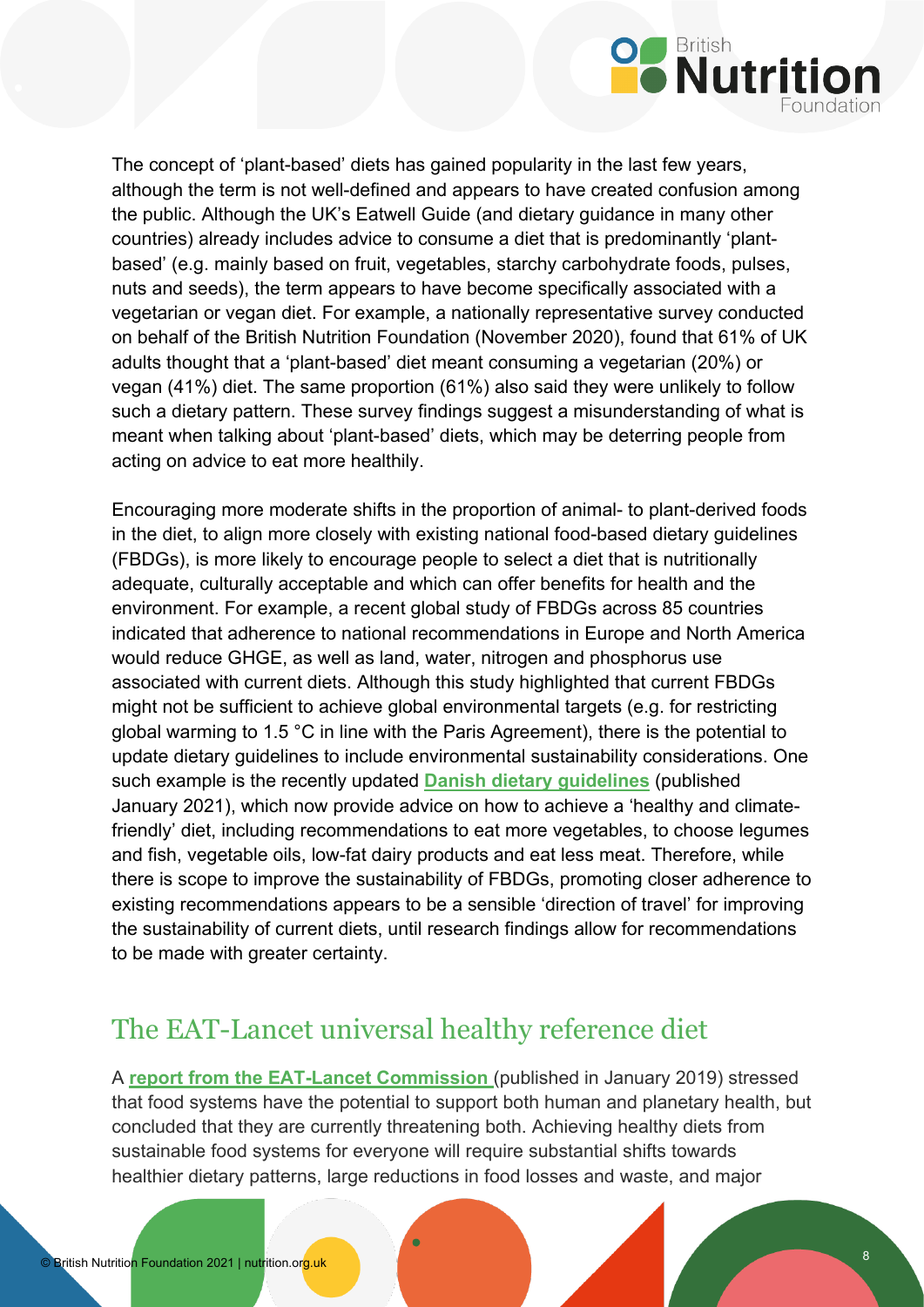The concept of 'plant-based' diets has gained popularity in the last few years, although the term is not well-defined and appears to have created confusion among the public. Although the UK's Eatwell Guide (and dietary guidance in many other countries) already includes advice to consume a diet that is predominantly 'plant-based' (e.g. mainly based on fruit, vegetables, starchy carbohydrate foods, pulses, nuts and seeds), the term appears to have become specifically associated with a vegetarian or vegan diet. For example, a nationally representative survey conducted on behalf of the British Nutrition Foundation (November 2020), found that 61% of UK adults thought that a 'plant-based' diet meant consuming a vegetarian (20%) or vegan (41%) diet. The same proportion (61%) also said they were unlikely to follow such a dietary pattern. These survey findings suggest a misunderstanding of what is meant when talking about 'plant-based' diets, which may be deterring people from acting on advice to eat more healthily.

Encouraging more moderate shifts in the proportion of animal- to plant-derived foods in the diet, to align more closely with existing national food-based dietary guidelines (FBDGs), is more likely to encourage people to select a diet that is nutritionally adequate, culturally acceptable and which can offer benefits for health and the environment. For example, a recent global study of FBDGs across 85 countries indicated that adherence to national recommendations in Europe and North America would reduce GHGE, as well as land, water, nitrogen and phosphorus use associated with current diets. Although this study highlighted that current FBDGs might not be sufficient to achieve global environmental targets (e.g. for restricting global warming to 1.5 °C in line with the Paris Agreement), there is the potential to update dietary guidelines to include environmental sustainability considerations. One such example is the recently updated **Danish dietary guidelines** (published January 2021), which now provide advice on how to achieve a 'healthy and climate-friendly' diet, including recommendations to eat more vegetables, to choose legumes and fish, vegetable oils, low-fat dairy products and eat less meat. Therefore, while there is scope to improve the sustainability of FBDGs, promoting closer adherence to existing recommendations appears to be a sensible 'direction of travel' for improving the sustainability of current diets, until research findings allow for recommendations to be made with greater certainty.

## The EAT-Lancet universal healthy reference diet

A **report from the EAT-Lancet Commission** (published in January 2019) stressed that food systems have the potential to support both human and planetary health, but concluded that they are currently threatening both. Achieving healthy diets from sustainable food systems for everyone will require substantial shifts towards healthier dietary patterns, large reductions in food losses and waste, and major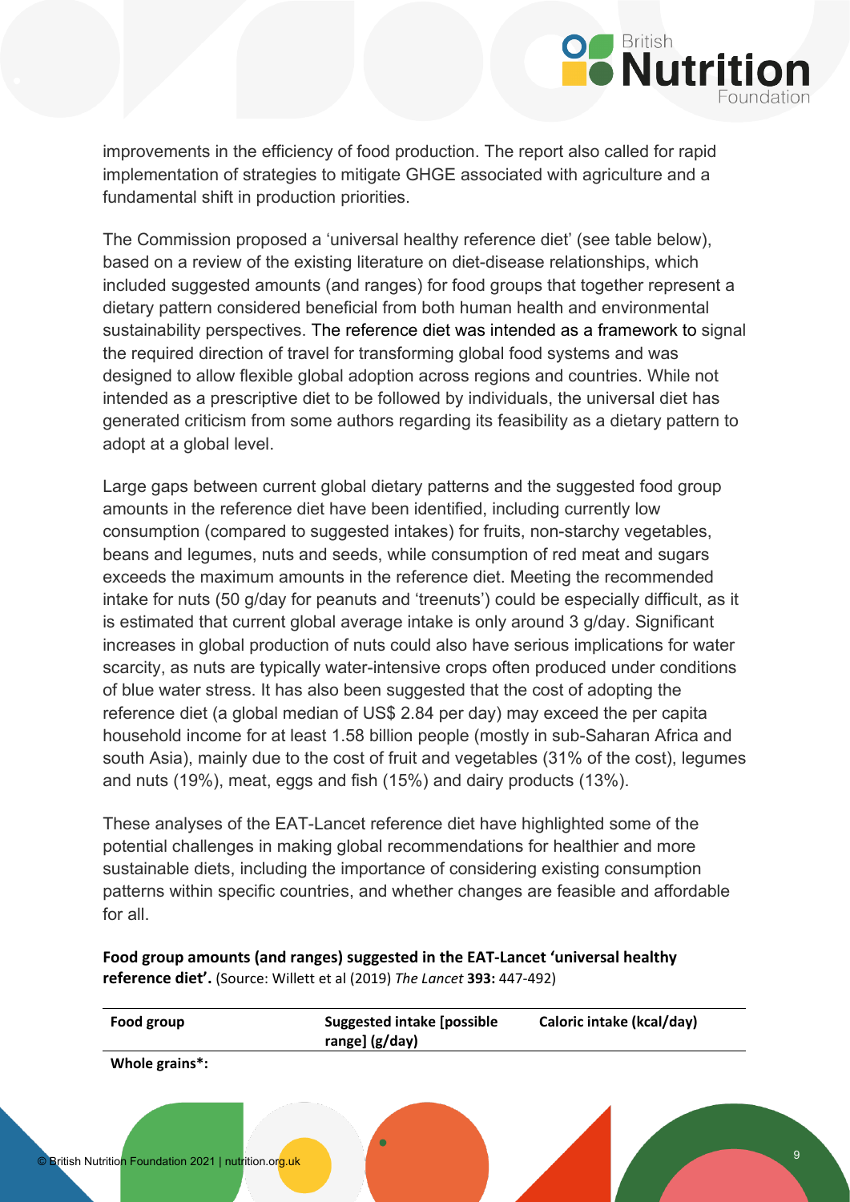improvements in the efficiency of food production. The report also called for rapid implementation of strategies to mitigate GHGE associated with agriculture and a fundamental shift in production priorities.

The Commission proposed a 'universal healthy reference diet' (see table below), based on a review of the existing literature on diet-disease relationships, which included suggested amounts (and ranges) for food groups that together represent a dietary pattern considered beneficial from both human health and environmental sustainability perspectives. The reference diet was intended as a framework to signal the required direction of travel for transforming global food systems and was designed to allow flexible global adoption across regions and countries. While not intended as a prescriptive diet to be followed by individuals, the universal diet has generated criticism from some authors regarding its feasibility as a dietary pattern to adopt at a global level.

Large gaps between current global dietary patterns and the suggested food group amounts in the reference diet have been identified, including currently low consumption (compared to suggested intakes) for fruits, non-starchy vegetables, beans and legumes, nuts and seeds, while consumption of red meat and sugars exceeds the maximum amounts in the reference diet. Meeting the recommended intake for nuts (50 g/day for peanuts and 'treenuts') could be especially difficult, as it is estimated that current global average intake is only around 3 g/day. Significant increases in global production of nuts could also have serious implications for water scarcity, as nuts are typically water-intensive crops often produced under conditions of blue water stress. It has also been suggested that the cost of adopting the reference diet (a global median of US$ 2.84 per day) may exceed the per capita household income for at least 1.58 billion people (mostly in sub-Saharan Africa and south Asia), mainly due to the cost of fruit and vegetables (31% of the cost), legumes and nuts (19%), meat, eggs and fish (15%) and dairy products (13%).

These analyses of the EAT-Lancet reference diet have highlighted some of the potential challenges in making global recommendations for healthier and more sustainable diets, including the importance of considering existing consumption patterns within specific countries, and whether changes are feasible and affordable for all.

**Food group amounts (and ranges) suggested in the EAT-Lancet 'universal healthy reference diet'.** (Source: Willett et al (2019) *The Lancet* **393:** 447-492)

| Food group | Suggested intake [possible range] (g/day) | Caloric intake (kcal/day) |
|---|---|---|
| **Whole grains*:** | | |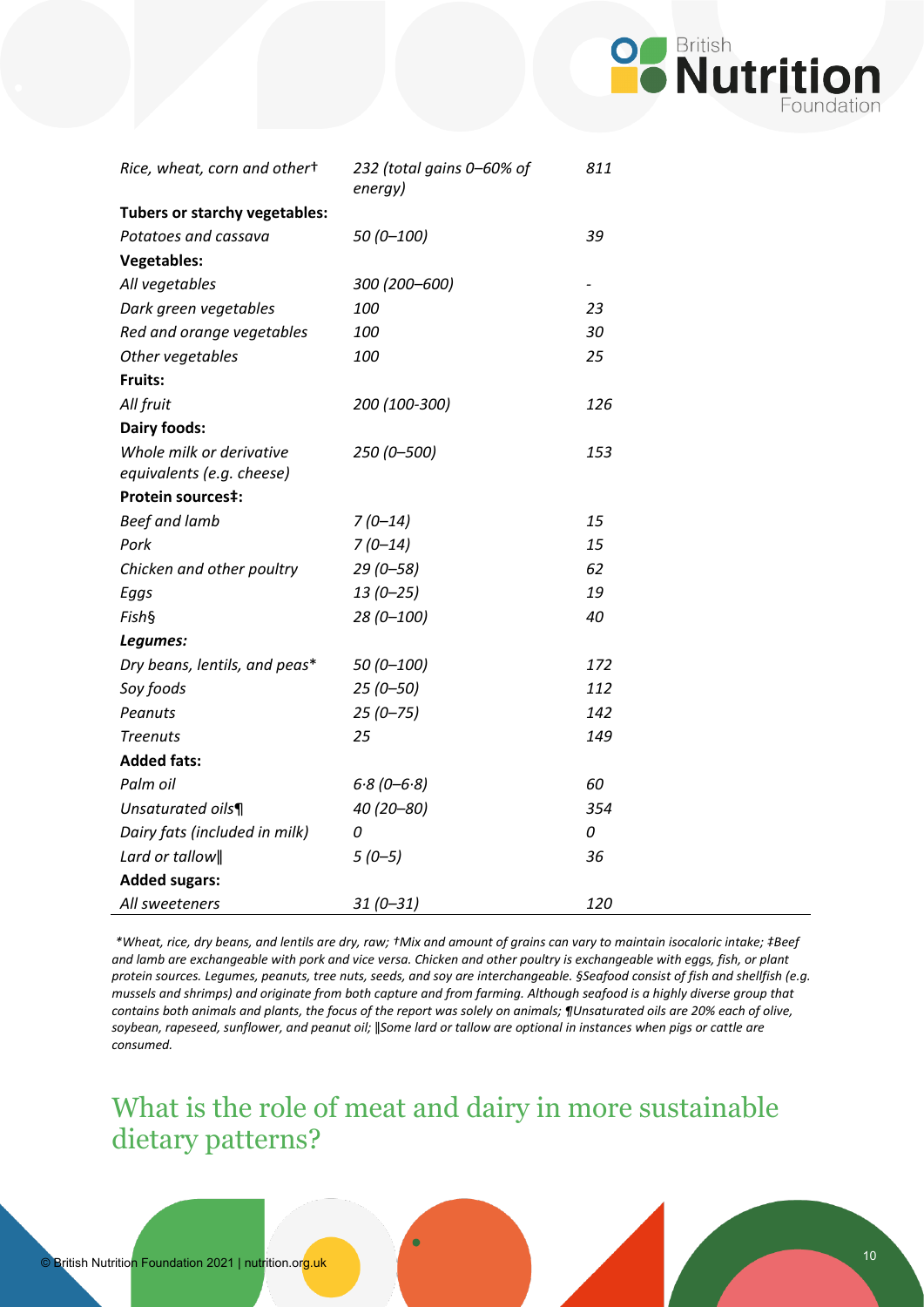| | | |
|---|---|---|
| *Rice, wheat, corn and other†* | *232 (total gains 0–60% of energy)* | *811* |
| **Tubers or starchy vegetables:** | | |
| *Potatoes and cassava* | *50 (0–100)* | *39* |
| **Vegetables:** | | |
| *All vegetables* | *300 (200–600)* | *-* |
| *Dark green vegetables* | *100* | *23* |
| *Red and orange vegetables* | *100* | *30* |
| *Other vegetables* | *100* | *25* |
| **Fruits:** | | |
| *All fruit* | *200 (100-300)* | *126* |
| **Dairy foods:** | | |
| *Whole milk or derivative equivalents (e.g. cheese)* | *250 (0–500)* | *153* |
| **Protein sources‡:** | | |
| *Beef and lamb* | *7 (0–14)* | *15* |
| *Pork* | *7 (0–14)* | *15* |
| *Chicken and other poultry* | *29 (0–58)* | *62* |
| *Eggs* | *13 (0–25)* | *19* |
| *Fish§* | *28 (0–100)* | *40* |
| ***Legumes:*** | | |
| *Dry beans, lentils, and peas\** | *50 (0–100)* | *172* |
| *Soy foods* | *25 (0–50)* | *112* |
| *Peanuts* | *25 (0–75)* | *142* |
| *Treenuts* | *25* | *149* |
| **Added fats:** | | |
| *Palm oil* | *6·8 (0–6·8)* | *60* |
| *Unsaturated oils¶* | *40 (20–80)* | *354* |
| *Dairy fats (included in milk)* | *0* | *0* |
| *Lard or tallow‖* | *5 (0–5)* | *36* |
| **Added sugars:** | | |
| *All sweeteners* | *31 (0–31)* | *120* |

*\*Wheat, rice, dry beans, and lentils are dry, raw; †Mix and amount of grains can vary to maintain isocaloric intake; ‡Beef and lamb are exchangeable with pork and vice versa. Chicken and other poultry is exchangeable with eggs, fish, or plant protein sources. Legumes, peanuts, tree nuts, seeds, and soy are interchangeable. §Seafood consist of fish and shellfish (e.g. mussels and shrimps) and originate from both capture and from farming. Although seafood is a highly diverse group that contains both animals and plants, the focus of the report was solely on animals; ¶Unsaturated oils are 20% each of olive, soybean, rapeseed, sunflower, and peanut oil; ‖Some lard or tallow are optional in instances when pigs or cattle are consumed.*

## What is the role of meat and dairy in more sustainable dietary patterns?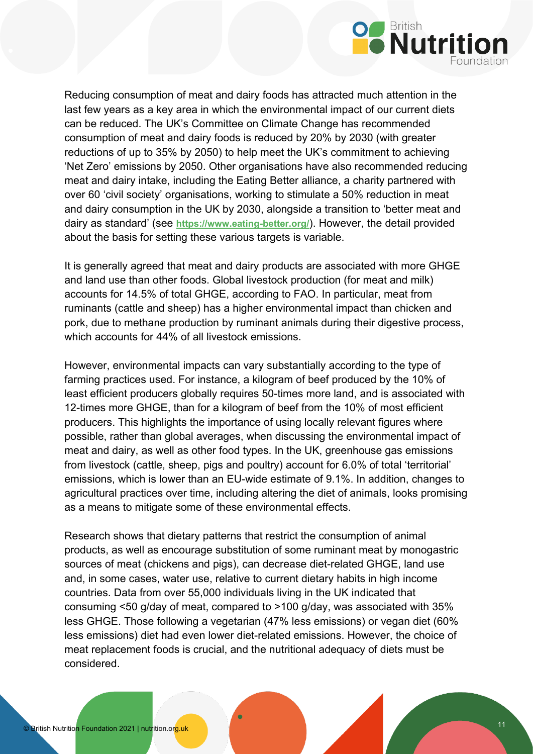Reducing consumption of meat and dairy foods has attracted much attention in the last few years as a key area in which the environmental impact of our current diets can be reduced. The UK's Committee on Climate Change has recommended consumption of meat and dairy foods is reduced by 20% by 2030 (with greater reductions of up to 35% by 2050) to help meet the UK's commitment to achieving 'Net Zero' emissions by 2050. Other organisations have also recommended reducing meat and dairy intake, including the Eating Better alliance, a charity partnered with over 60 'civil society' organisations, working to stimulate a 50% reduction in meat and dairy consumption in the UK by 2030, alongside a transition to 'better meat and dairy as standard' (see https://www.eating-better.org/). However, the detail provided about the basis for setting these various targets is variable.

It is generally agreed that meat and dairy products are associated with more GHGE and land use than other foods. Global livestock production (for meat and milk) accounts for 14.5% of total GHGE, according to FAO. In particular, meat from ruminants (cattle and sheep) has a higher environmental impact than chicken and pork, due to methane production by ruminant animals during their digestive process, which accounts for 44% of all livestock emissions.

However, environmental impacts can vary substantially according to the type of farming practices used. For instance, a kilogram of beef produced by the 10% of least efficient producers globally requires 50-times more land, and is associated with 12-times more GHGE, than for a kilogram of beef from the 10% of most efficient producers. This highlights the importance of using locally relevant figures where possible, rather than global averages, when discussing the environmental impact of meat and dairy, as well as other food types. In the UK, greenhouse gas emissions from livestock (cattle, sheep, pigs and poultry) account for 6.0% of total 'territorial' emissions, which is lower than an EU-wide estimate of 9.1%. In addition, changes to agricultural practices over time, including altering the diet of animals, looks promising as a means to mitigate some of these environmental effects.

Research shows that dietary patterns that restrict the consumption of animal products, as well as encourage substitution of some ruminant meat by monogastric sources of meat (chickens and pigs), can decrease diet-related GHGE, land use and, in some cases, water use, relative to current dietary habits in high income countries. Data from over 55,000 individuals living in the UK indicated that consuming <50 g/day of meat, compared to >100 g/day, was associated with 35% less GHGE. Those following a vegetarian (47% less emissions) or vegan diet (60% less emissions) diet had even lower diet-related emissions. However, the choice of meat replacement foods is crucial, and the nutritional adequacy of diets must be considered.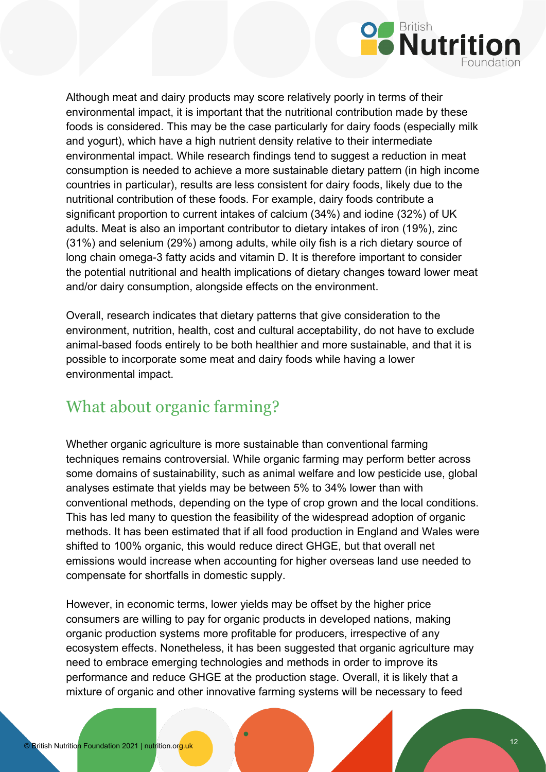Although meat and dairy products may score relatively poorly in terms of their environmental impact, it is important that the nutritional contribution made by these foods is considered. This may be the case particularly for dairy foods (especially milk and yogurt), which have a high nutrient density relative to their intermediate environmental impact. While research findings tend to suggest a reduction in meat consumption is needed to achieve a more sustainable dietary pattern (in high income countries in particular), results are less consistent for dairy foods, likely due to the nutritional contribution of these foods. For example, dairy foods contribute a significant proportion to current intakes of calcium (34%) and iodine (32%) of UK adults. Meat is also an important contributor to dietary intakes of iron (19%), zinc (31%) and selenium (29%) among adults, while oily fish is a rich dietary source of long chain omega-3 fatty acids and vitamin D. It is therefore important to consider the potential nutritional and health implications of dietary changes toward lower meat and/or dairy consumption, alongside effects on the environment.

Overall, research indicates that dietary patterns that give consideration to the environment, nutrition, health, cost and cultural acceptability, do not have to exclude animal-based foods entirely to be both healthier and more sustainable, and that it is possible to incorporate some meat and dairy foods while having a lower environmental impact.

## What about organic farming?

Whether organic agriculture is more sustainable than conventional farming techniques remains controversial. While organic farming may perform better across some domains of sustainability, such as animal welfare and low pesticide use, global analyses estimate that yields may be between 5% to 34% lower than with conventional methods, depending on the type of crop grown and the local conditions. This has led many to question the feasibility of the widespread adoption of organic methods. It has been estimated that if all food production in England and Wales were shifted to 100% organic, this would reduce direct GHGE, but that overall net emissions would increase when accounting for higher overseas land use needed to compensate for shortfalls in domestic supply.

However, in economic terms, lower yields may be offset by the higher price consumers are willing to pay for organic products in developed nations, making organic production systems more profitable for producers, irrespective of any ecosystem effects. Nonetheless, it has been suggested that organic agriculture may need to embrace emerging technologies and methods in order to improve its performance and reduce GHGE at the production stage. Overall, it is likely that a mixture of organic and other innovative farming systems will be necessary to feed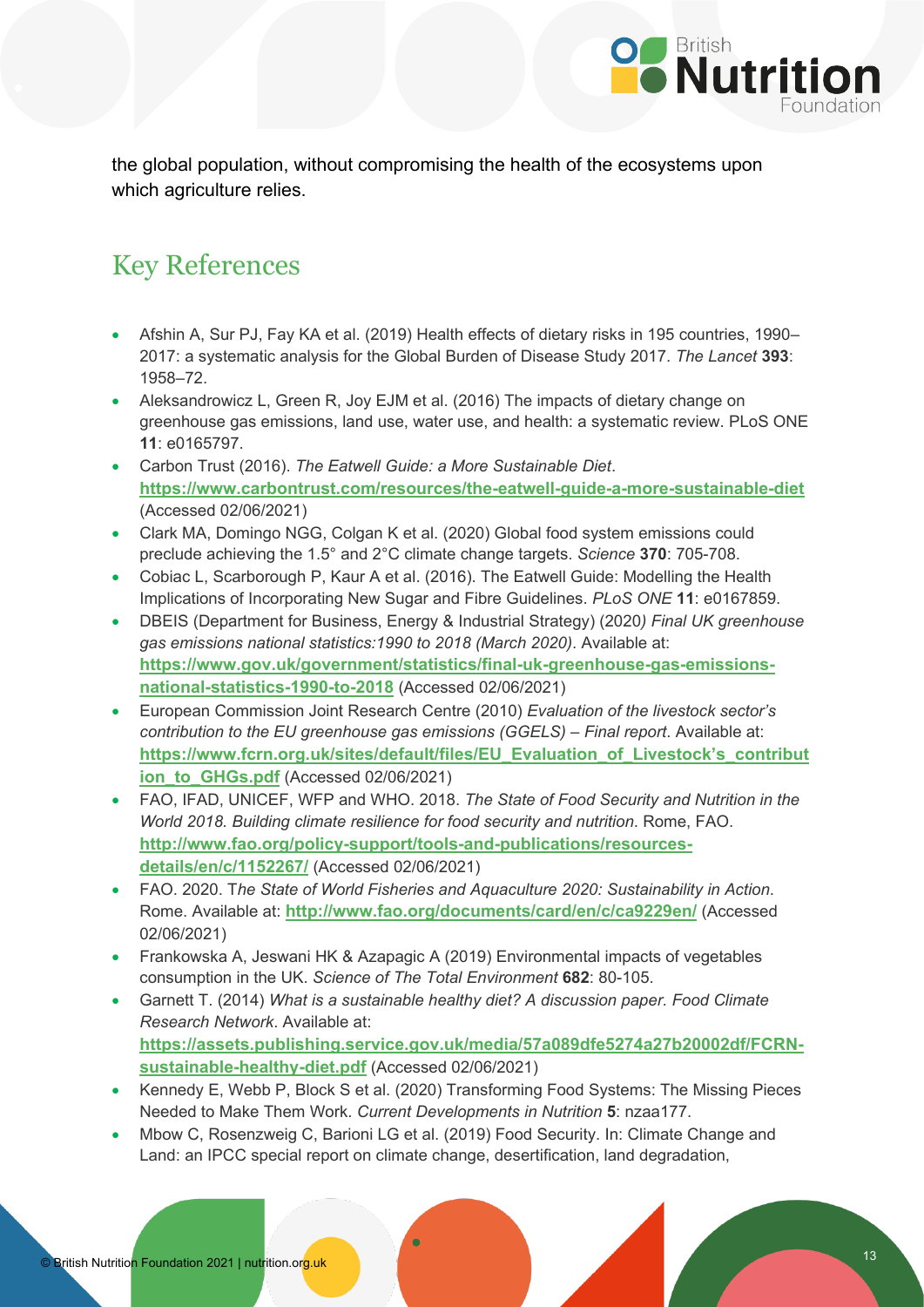the global population, without compromising the health of the ecosystems upon which agriculture relies.

## Key References

- Afshin A, Sur PJ, Fay KA et al. (2019) Health effects of dietary risks in 195 countries, 1990–2017: a systematic analysis for the Global Burden of Disease Study 2017. *The Lancet* **393**: 1958–72.
- Aleksandrowicz L, Green R, Joy EJM et al. (2016) The impacts of dietary change on greenhouse gas emissions, land use, water use, and health: a systematic review. PLoS ONE **11**: e0165797.
- Carbon Trust (2016). *The Eatwell Guide: a More Sustainable Diet*. **https://www.carbontrust.com/resources/the-eatwell-guide-a-more-sustainable-diet** (Accessed 02/06/2021)
- Clark MA, Domingo NGG, Colgan K et al. (2020) Global food system emissions could preclude achieving the 1.5° and 2°C climate change targets. *Science* **370**: 705-708.
- Cobiac L, Scarborough P, Kaur A et al. (2016). The Eatwell Guide: Modelling the Health Implications of Incorporating New Sugar and Fibre Guidelines. *PLoS ONE* **11**: e0167859.
- DBEIS (Department for Business, Energy & Industrial Strategy) (2020*) Final UK greenhouse gas emissions national statistics:1990 to 2018 (March 2020)*. Available at: **https://www.gov.uk/government/statistics/final-uk-greenhouse-gas-emissions-national-statistics-1990-to-2018** (Accessed 02/06/2021)
- European Commission Joint Research Centre (2010) *Evaluation of the livestock sector's contribution to the EU greenhouse gas emissions (GGELS) – Final report*. Available at: **https://www.fcrn.org.uk/sites/default/files/EU_Evaluation_of_Livestock's_contribution_to_GHGs.pdf** (Accessed 02/06/2021)
- FAO, IFAD, UNICEF, WFP and WHO. 2018. *The State of Food Security and Nutrition in the World 2018. Building climate resilience for food security and nutrition*. Rome, FAO. **http://www.fao.org/policy-support/tools-and-publications/resources-details/en/c/1152267/** (Accessed 02/06/2021)
- FAO. 2020. T*he State of World Fisheries and Aquaculture 2020: Sustainability in Action*. Rome. Available at: **http://www.fao.org/documents/card/en/c/ca9229en/** (Accessed 02/06/2021)
- Frankowska A, Jeswani HK & Azapagic A (2019) Environmental impacts of vegetables consumption in the UK. *Science of The Total Environment* **682**: 80-105.
- Garnett T. (2014) *What is a sustainable healthy diet? A discussion paper. Food Climate Research Network*. Available at: **https://assets.publishing.service.gov.uk/media/57a089dfe5274a27b20002df/FCRN-sustainable-healthy-diet.pdf** (Accessed 02/06/2021)
- Kennedy E, Webb P, Block S et al. (2020) Transforming Food Systems: The Missing Pieces Needed to Make Them Work. *Current Developments in Nutrition* **5**: nzaa177.
- Mbow C, Rosenzweig C, Barioni LG et al. (2019) Food Security. In: Climate Change and Land: an IPCC special report on climate change, desertification, land degradation,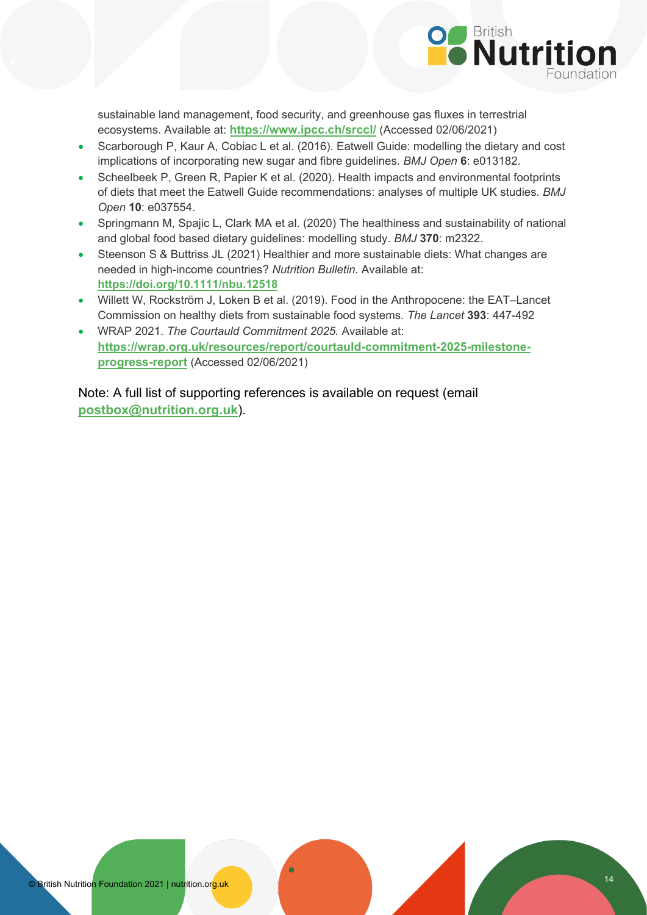sustainable land management, food security, and greenhouse gas fluxes in terrestrial ecosystems. Available at: **https://www.ipcc.ch/srccl/** (Accessed 02/06/2021)

- Scarborough P, Kaur A, Cobiac L et al. (2016). Eatwell Guide: modelling the dietary and cost implications of incorporating new sugar and fibre guidelines. *BMJ Open* **6**: e013182.
- Scheelbeek P, Green R, Papier K et al. (2020). Health impacts and environmental footprints of diets that meet the Eatwell Guide recommendations: analyses of multiple UK studies. *BMJ Open* **10**: e037554.
- Springmann M, Spajic L, Clark MA et al. (2020) The healthiness and sustainability of national and global food based dietary guidelines: modelling study. *BMJ* **370**: m2322.
- Steenson S & Buttriss JL (2021) Healthier and more sustainable diets: What changes are needed in high-income countries? *Nutrition Bulletin*. Available at: **https://doi.org/10.1111/nbu.12518**
- Willett W, Rockström J, Loken B et al. (2019). Food in the Anthropocene: the EAT–Lancet Commission on healthy diets from sustainable food systems. *The Lancet* **393**: 447-492
- WRAP 2021. *The Courtauld Commitment 2025.* Available at: **https://wrap.org.uk/resources/report/courtauld-commitment-2025-milestone-progress-report** (Accessed 02/06/2021)

Note: A full list of supporting references is available on request (email **postbox@nutrition.org.uk**).